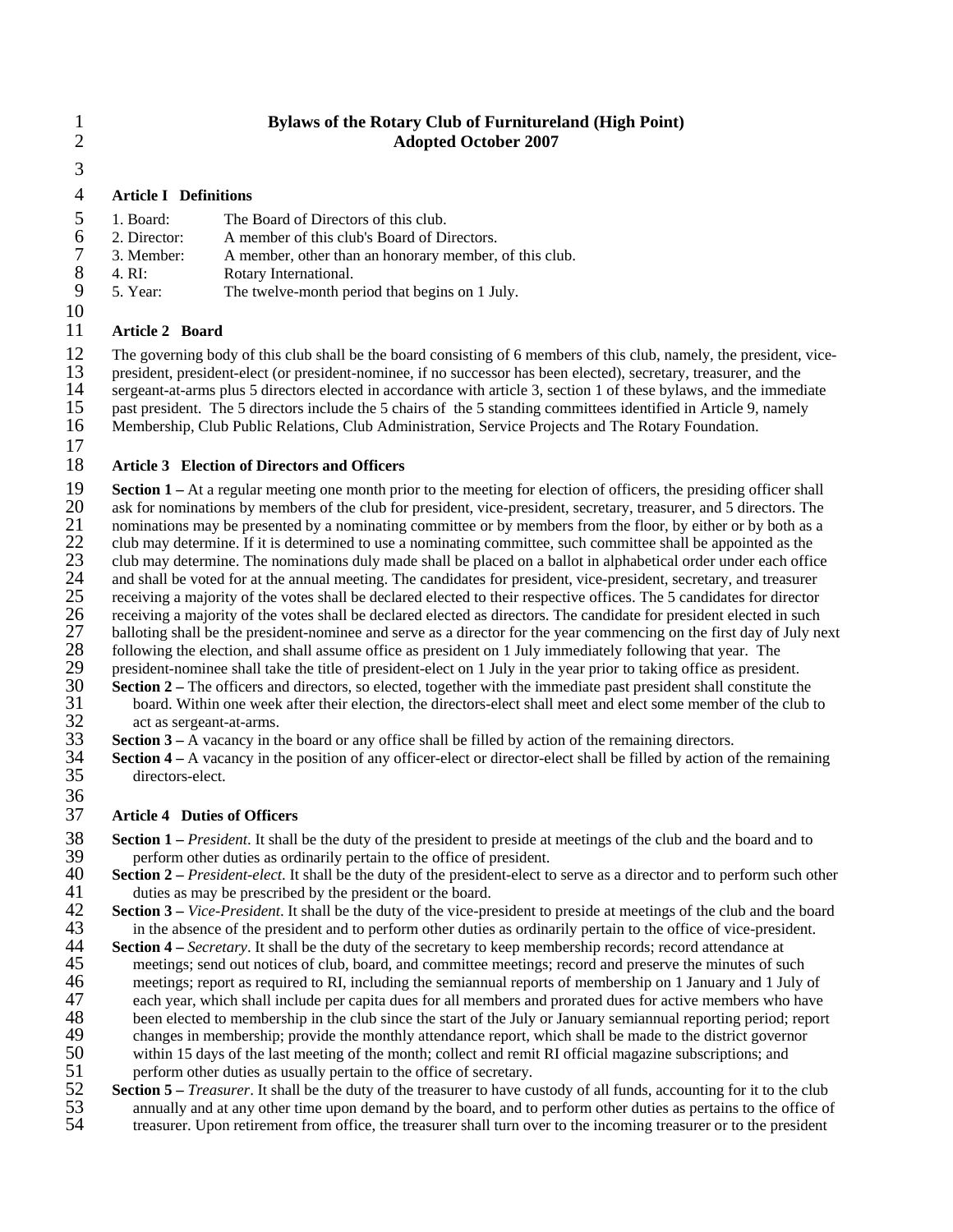# Bylaws of the Rotary Club of Furnitureland (High Point)
## Adopted October 2007

### Article I Definitions

1. Board: The Board of Directors of this club.
2. Director: A member of this club's Board of Directors.
3. Member: A member, other than an honorary member, of this club.
4. RI: Rotary International.
5. Year: The twelve-month period that begins on 1 July.

### Article 2 Board

The governing body of this club shall be the board consisting of 6 members of this club, namely, the president, vice-president, president-elect (or president-nominee, if no successor has been elected), secretary, treasurer, and the sergeant-at-arms plus 5 directors elected in accordance with article 3, section 1 of these bylaws, and the immediate past president. The 5 directors include the 5 chairs of the 5 standing committees identified in Article 9, namely Membership, Club Public Relations, Club Administration, Service Projects and The Rotary Foundation.

### Article 3 Election of Directors and Officers

**Section 1 –** At a regular meeting one month prior to the meeting for election of officers, the presiding officer shall ask for nominations by members of the club for president, vice-president, secretary, treasurer, and 5 directors. The nominations may be presented by a nominating committee or by members from the floor, by either or by both as a club may determine. If it is determined to use a nominating committee, such committee shall be appointed as the club may determine. The nominations duly made shall be placed on a ballot in alphabetical order under each office and shall be voted for at the annual meeting. The candidates for president, vice-president, secretary, and treasurer receiving a majority of the votes shall be declared elected to their respective offices. The 5 candidates for director receiving a majority of the votes shall be declared elected as directors. The candidate for president elected in such balloting shall be the president-nominee and serve as a director for the year commencing on the first day of July next following the election, and shall assume office as president on 1 July immediately following that year. The president-nominee shall take the title of president-elect on 1 July in the year prior to taking office as president.

**Section 2 –** The officers and directors, so elected, together with the immediate past president shall constitute the board. Within one week after their election, the directors-elect shall meet and elect some member of the club to act as sergeant-at-arms.

**Section 3 –** A vacancy in the board or any office shall be filled by action of the remaining directors.

**Section 4 –** A vacancy in the position of any officer-elect or director-elect shall be filled by action of the remaining directors-elect.

### Article 4 Duties of Officers

**Section 1 –** *President*. It shall be the duty of the president to preside at meetings of the club and the board and to perform other duties as ordinarily pertain to the office of president.

**Section 2 –** *President-elect*. It shall be the duty of the president-elect to serve as a director and to perform such other duties as may be prescribed by the president or the board.

**Section 3 –** *Vice-President*. It shall be the duty of the vice-president to preside at meetings of the club and the board in the absence of the president and to perform other duties as ordinarily pertain to the office of vice-president.

**Section 4 –** *Secretary*. It shall be the duty of the secretary to keep membership records; record attendance at meetings; send out notices of club, board, and committee meetings; record and preserve the minutes of such meetings; report as required to RI, including the semiannual reports of membership on 1 January and 1 July of each year, which shall include per capita dues for all members and prorated dues for active members who have been elected to membership in the club since the start of the July or January semiannual reporting period; report changes in membership; provide the monthly attendance report, which shall be made to the district governor within 15 days of the last meeting of the month; collect and remit RI official magazine subscriptions; and perform other duties as usually pertain to the office of secretary.

**Section 5 –** *Treasurer*. It shall be the duty of the treasurer to have custody of all funds, accounting for it to the club annually and at any other time upon demand by the board, and to perform other duties as pertains to the office of treasurer. Upon retirement from office, the treasurer shall turn over to the incoming treasurer or to the president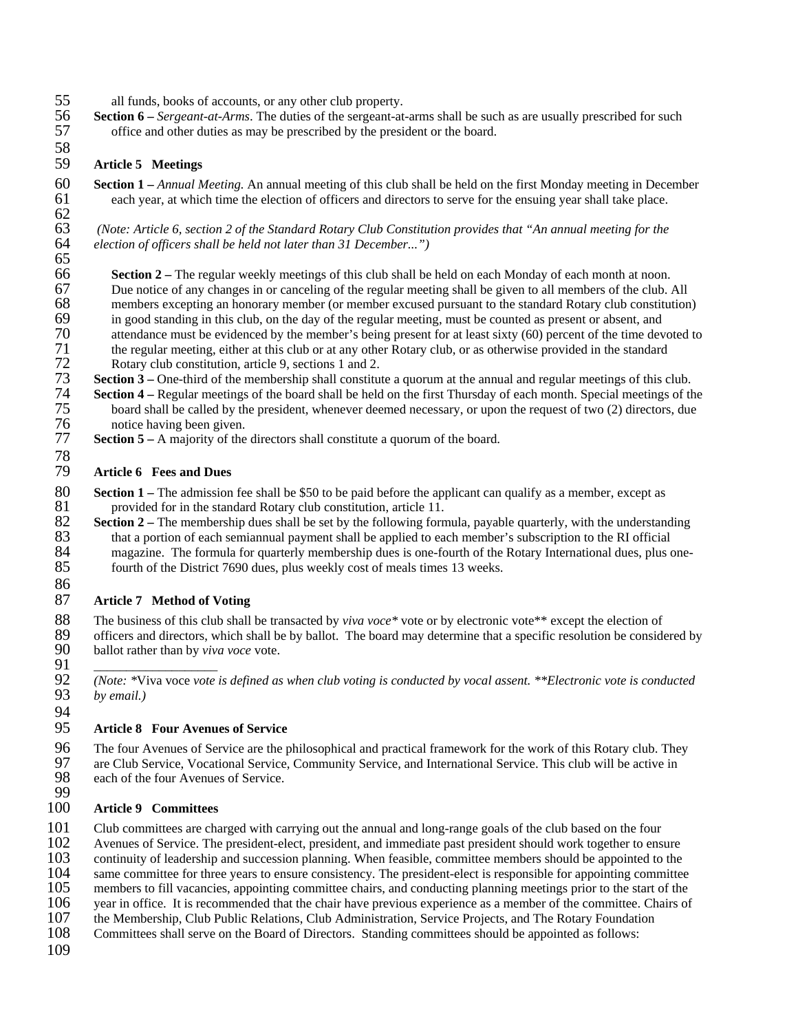all funds, books of accounts, or any other club property.

**Section 6 –** *Sergeant-at-Arms*. The duties of the sergeant-at-arms shall be such as are usually prescribed for such office and other duties as may be prescribed by the president or the board.

## Article 5 Meetings

**Section 1 –** *Annual Meeting.* An annual meeting of this club shall be held on the first Monday meeting in December each year, at which time the election of officers and directors to serve for the ensuing year shall take place.

*(Note: Article 6, section 2 of the Standard Rotary Club Constitution provides that "An annual meeting for the election of officers shall be held not later than 31 December...")*

**Section 2 –** The regular weekly meetings of this club shall be held on each Monday of each month at noon. Due notice of any changes in or canceling of the regular meeting shall be given to all members of the club. All members excepting an honorary member (or member excused pursuant to the standard Rotary club constitution) in good standing in this club, on the day of the regular meeting, must be counted as present or absent, and attendance must be evidenced by the member's being present for at least sixty (60) percent of the time devoted to the regular meeting, either at this club or at any other Rotary club, or as otherwise provided in the standard Rotary club constitution, article 9, sections 1 and 2.

**Section 3 –** One-third of the membership shall constitute a quorum at the annual and regular meetings of this club.

**Section 4 –** Regular meetings of the board shall be held on the first Thursday of each month. Special meetings of the board shall be called by the president, whenever deemed necessary, or upon the request of two (2) directors, due notice having been given.

**Section 5 –** A majority of the directors shall constitute a quorum of the board.

## Article 6 Fees and Dues

**Section 1 –** The admission fee shall be $50 to be paid before the applicant can qualify as a member, except as provided for in the standard Rotary club constitution, article 11.

**Section 2 –** The membership dues shall be set by the following formula, payable quarterly, with the understanding that a portion of each semiannual payment shall be applied to each member's subscription to the RI official magazine. The formula for quarterly membership dues is one-fourth of the Rotary International dues, plus one-fourth of the District 7690 dues, plus weekly cost of meals times 13 weeks.

## Article 7 Method of Voting

The business of this club shall be transacted by *viva voce\** vote or by electronic vote\*\* except the election of officers and directors, which shall be by ballot. The board may determine that a specific resolution be considered by ballot rather than by *viva voce* vote.

___________________

*(Note:* \*Viva voce *vote is defined as when club voting is conducted by vocal assent. \*\*Electronic vote is conducted by email.)*

## Article 8 Four Avenues of Service

The four Avenues of Service are the philosophical and practical framework for the work of this Rotary club. They are Club Service, Vocational Service, Community Service, and International Service. This club will be active in each of the four Avenues of Service.

## Article 9 Committees

Club committees are charged with carrying out the annual and long-range goals of the club based on the four Avenues of Service. The president-elect, president, and immediate past president should work together to ensure continuity of leadership and succession planning. When feasible, committee members should be appointed to the same committee for three years to ensure consistency. The president-elect is responsible for appointing committee members to fill vacancies, appointing committee chairs, and conducting planning meetings prior to the start of the year in office. It is recommended that the chair have previous experience as a member of the committee. Chairs of the Membership, Club Public Relations, Club Administration, Service Projects, and The Rotary Foundation Committees shall serve on the Board of Directors. Standing committees should be appointed as follows: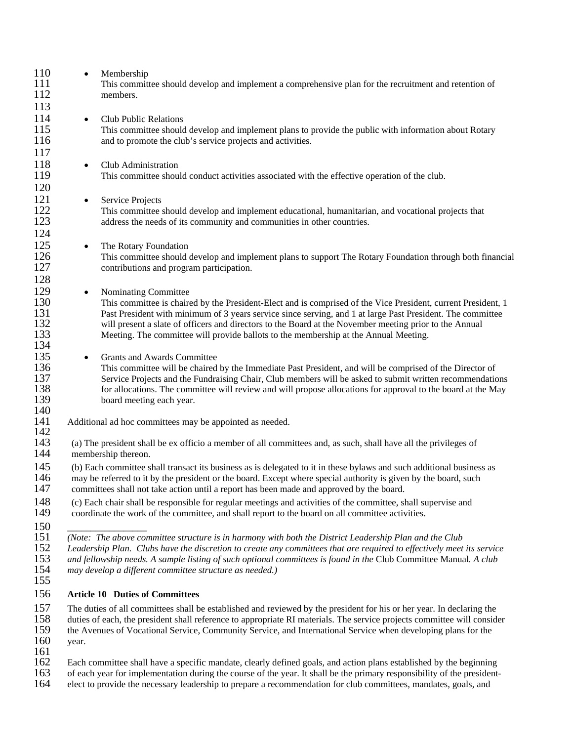- Membership
  This committee should develop and implement a comprehensive plan for the recruitment and retention of members.

- Club Public Relations
  This committee should develop and implement plans to provide the public with information about Rotary and to promote the club's service projects and activities.

- Club Administration
  This committee should conduct activities associated with the effective operation of the club.

- Service Projects
  This committee should develop and implement educational, humanitarian, and vocational projects that address the needs of its community and communities in other countries.

- The Rotary Foundation
  This committee should develop and implement plans to support The Rotary Foundation through both financial contributions and program participation.

- Nominating Committee
  This committee is chaired by the President-Elect and is comprised of the Vice President, current President, 1 Past President with minimum of 3 years service since serving, and 1 at large Past President. The committee will present a slate of officers and directors to the Board at the November meeting prior to the Annual Meeting. The committee will provide ballots to the membership at the Annual Meeting.

- Grants and Awards Committee
  This committee will be chaired by the Immediate Past President, and will be comprised of the Director of Service Projects and the Fundraising Chair, Club members will be asked to submit written recommendations for allocations. The committee will review and will propose allocations for approval to the board at the May board meeting each year.

Additional ad hoc committees may be appointed as needed.

(a) The president shall be ex officio a member of all committees and, as such, shall have all the privileges of membership thereon.

(b) Each committee shall transact its business as is delegated to it in these bylaws and such additional business as may be referred to it by the president or the board. Except where special authority is given by the board, such committees shall not take action until a report has been made and approved by the board.

(c) Each chair shall be responsible for regular meetings and activities of the committee, shall supervise and coordinate the work of the committee, and shall report to the board on all committee activities.

_______________

*(Note: The above committee structure is in harmony with both the District Leadership Plan and the Club Leadership Plan. Clubs have the discretion to create any committees that are required to effectively meet its service and fellowship needs. A sample listing of such optional committees is found in the* Club Committee Manual*. A club may develop a different committee structure as needed.)*

## Article 10 Duties of Committees

The duties of all committees shall be established and reviewed by the president for his or her year. In declaring the duties of each, the president shall reference to appropriate RI materials. The service projects committee will consider the Avenues of Vocational Service, Community Service, and International Service when developing plans for the year.

Each committee shall have a specific mandate, clearly defined goals, and action plans established by the beginning of each year for implementation during the course of the year. It shall be the primary responsibility of the president-elect to provide the necessary leadership to prepare a recommendation for club committees, mandates, goals, and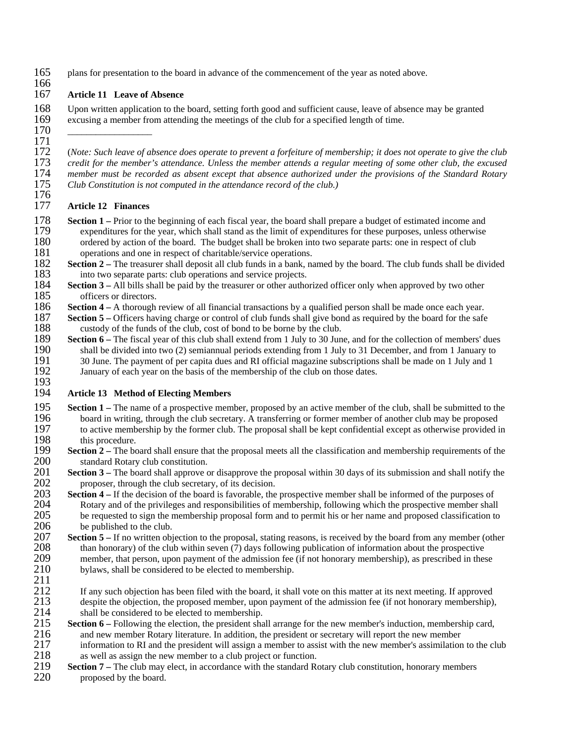plans for presentation to the board in advance of the commencement of the year as noted above.

**Article 11 Leave of Absence**

Upon written application to the board, setting forth good and sufficient cause, leave of absence may be granted excusing a member from attending the meetings of the club for a specified length of time.

\_\_\_\_\_\_\_\_\_\_\_\_\_\_\_\_\_\_

(*Note: Such leave of absence does operate to prevent a forfeiture of membership; it does not operate to give the club credit for the member's attendance. Unless the member attends a regular meeting of some other club, the excused member must be recorded as absent except that absence authorized under the provisions of the Standard Rotary Club Constitution is not computed in the attendance record of the club.)*

**Article 12 Finances**

**Section 1 –** Prior to the beginning of each fiscal year, the board shall prepare a budget of estimated income and expenditures for the year, which shall stand as the limit of expenditures for these purposes, unless otherwise ordered by action of the board. The budget shall be broken into two separate parts: one in respect of club operations and one in respect of charitable/service operations.

**Section 2 –** The treasurer shall deposit all club funds in a bank, named by the board. The club funds shall be divided into two separate parts: club operations and service projects.

**Section 3 –** All bills shall be paid by the treasurer or other authorized officer only when approved by two other officers or directors.

**Section 4 –** A thorough review of all financial transactions by a qualified person shall be made once each year.

**Section 5 –** Officers having charge or control of club funds shall give bond as required by the board for the safe custody of the funds of the club, cost of bond to be borne by the club.

**Section 6 –** The fiscal year of this club shall extend from 1 July to 30 June, and for the collection of members' dues shall be divided into two (2) semiannual periods extending from 1 July to 31 December, and from 1 January to 30 June. The payment of per capita dues and RI official magazine subscriptions shall be made on 1 July and 1 January of each year on the basis of the membership of the club on those dates.

**Article 13 Method of Electing Members**

**Section 1 –** The name of a prospective member, proposed by an active member of the club, shall be submitted to the board in writing, through the club secretary. A transferring or former member of another club may be proposed to active membership by the former club. The proposal shall be kept confidential except as otherwise provided in this procedure.

**Section 2 –** The board shall ensure that the proposal meets all the classification and membership requirements of the standard Rotary club constitution.

**Section 3 –** The board shall approve or disapprove the proposal within 30 days of its submission and shall notify the proposer, through the club secretary, of its decision.

**Section 4 –** If the decision of the board is favorable, the prospective member shall be informed of the purposes of Rotary and of the privileges and responsibilities of membership, following which the prospective member shall be requested to sign the membership proposal form and to permit his or her name and proposed classification to be published to the club.

**Section 5 –** If no written objection to the proposal, stating reasons, is received by the board from any member (other than honorary) of the club within seven (7) days following publication of information about the prospective member, that person, upon payment of the admission fee (if not honorary membership), as prescribed in these bylaws, shall be considered to be elected to membership.

If any such objection has been filed with the board, it shall vote on this matter at its next meeting. If approved despite the objection, the proposed member, upon payment of the admission fee (if not honorary membership), shall be considered to be elected to membership.

**Section 6 –** Following the election, the president shall arrange for the new member's induction, membership card, and new member Rotary literature. In addition, the president or secretary will report the new member information to RI and the president will assign a member to assist with the new member's assimilation to the club as well as assign the new member to a club project or function.

**Section 7 –** The club may elect, in accordance with the standard Rotary club constitution, honorary members proposed by the board.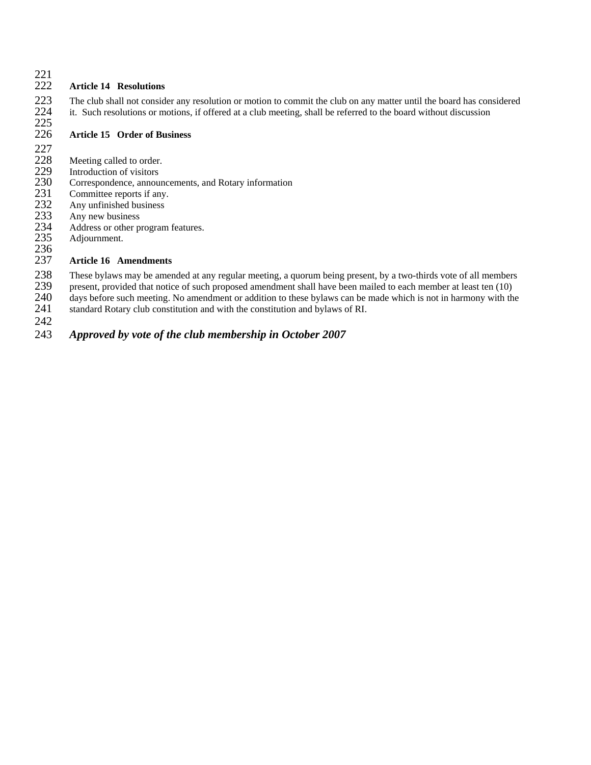**Article 14 Resolutions**

The club shall not consider any resolution or motion to commit the club on any matter until the board has considered it. Such resolutions or motions, if offered at a club meeting, shall be referred to the board without discussion

**Article 15 Order of Business**

Meeting called to order.
Introduction of visitors
Correspondence, announcements, and Rotary information
Committee reports if any.
Any unfinished business
Any new business
Address or other program features.
Adjournment.

**Article 16 Amendments**

These bylaws may be amended at any regular meeting, a quorum being present, by a two-thirds vote of all members present, provided that notice of such proposed amendment shall have been mailed to each member at least ten (10) days before such meeting. No amendment or addition to these bylaws can be made which is not in harmony with the standard Rotary club constitution and with the constitution and bylaws of RI.

***Approved by vote of the club membership in October 2007***